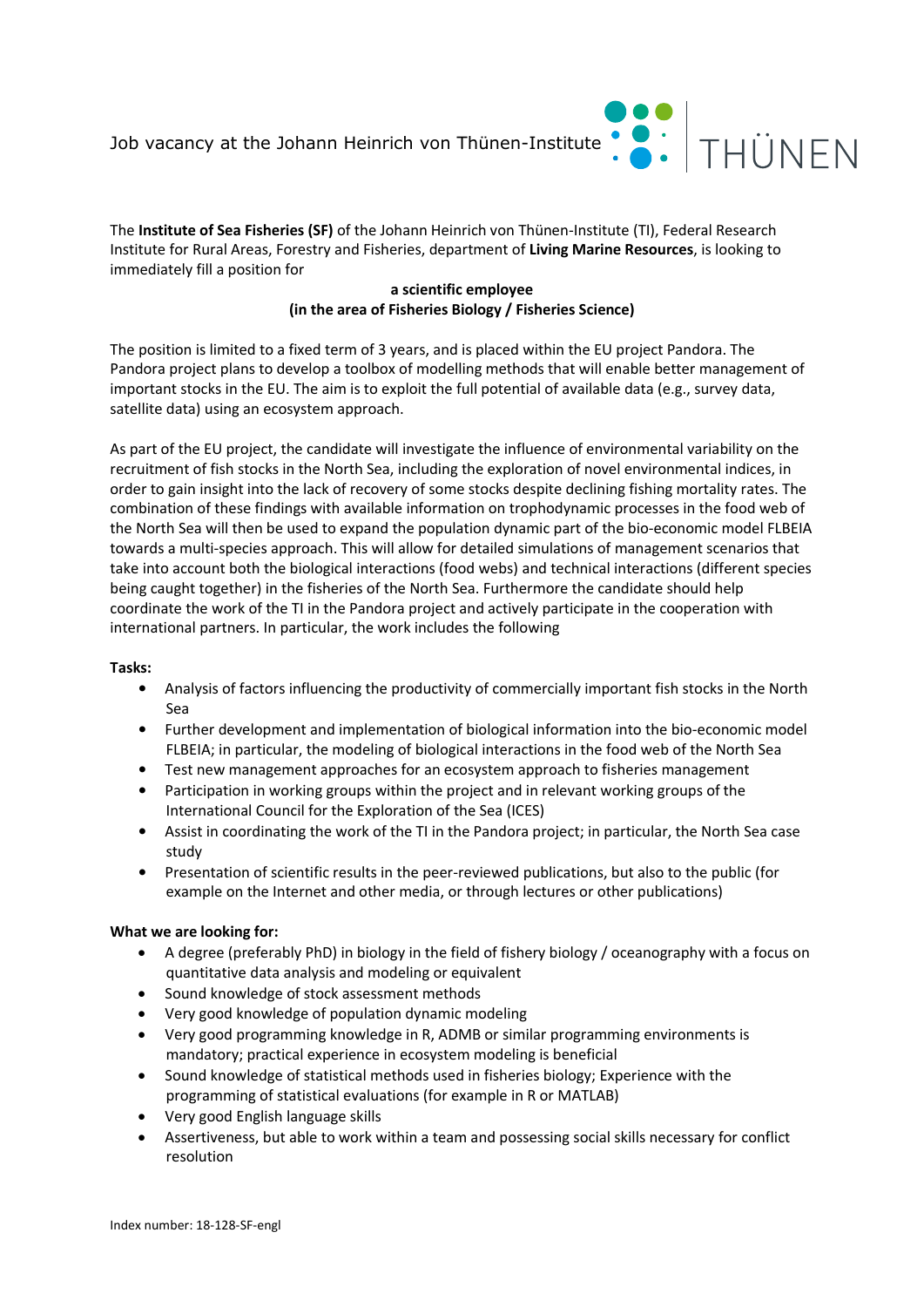Job vacancy at the Johann Heinrich von Thünen-Institute

THÜNEN

The **Institute of Sea Fisheries (SF)** of the Johann Heinrich von Thünen-Institute (TI), Federal Research Institute for Rural Areas, Forestry and Fisheries, department of **Living Marine Resources**, is looking to immediately fill a position for

**a scientific employee**
**(in the area of Fisheries Biology / Fisheries Science)**

The position is limited to a fixed term of 3 years, and is placed within the EU project Pandora. The Pandora project plans to develop a toolbox of modelling methods that will enable better management of important stocks in the EU. The aim is to exploit the full potential of available data (e.g., survey data, satellite data) using an ecosystem approach.

As part of the EU project, the candidate will investigate the influence of environmental variability on the recruitment of fish stocks in the North Sea, including the exploration of novel environmental indices, in order to gain insight into the lack of recovery of some stocks despite declining fishing mortality rates. The combination of these findings with available information on trophodynamic processes in the food web of the North Sea will then be used to expand the population dynamic part of the bio-economic model FLBEIA towards a multi-species approach. This will allow for detailed simulations of management scenarios that take into account both the biological interactions (food webs) and technical interactions (different species being caught together) in the fisheries of the North Sea. Furthermore the candidate should help coordinate the work of the TI in the Pandora project and actively participate in the cooperation with international partners. In particular, the work includes the following

**Tasks:**

- Analysis of factors influencing the productivity of commercially important fish stocks in the North Sea
- Further development and implementation of biological information into the bio-economic model FLBEIA; in particular, the modeling of biological interactions in the food web of the North Sea
- Test new management approaches for an ecosystem approach to fisheries management
- Participation in working groups within the project and in relevant working groups of the International Council for the Exploration of the Sea (ICES)
- Assist in coordinating the work of the TI in the Pandora project; in particular, the North Sea case study
- Presentation of scientific results in the peer-reviewed publications, but also to the public (for example on the Internet and other media, or through lectures or other publications)

**What we are looking for:**

- A degree (preferably PhD) in biology in the field of fishery biology / oceanography with a focus on quantitative data analysis and modeling or equivalent
- Sound knowledge of stock assessment methods
- Very good knowledge of population dynamic modeling
- Very good programming knowledge in R, ADMB or similar programming environments is mandatory; practical experience in ecosystem modeling is beneficial
- Sound knowledge of statistical methods used in fisheries biology; Experience with the programming of statistical evaluations (for example in R or MATLAB)
- Very good English language skills
- Assertiveness, but able to work within a team and possessing social skills necessary for conflict resolution

Index number: 18-128-SF-engl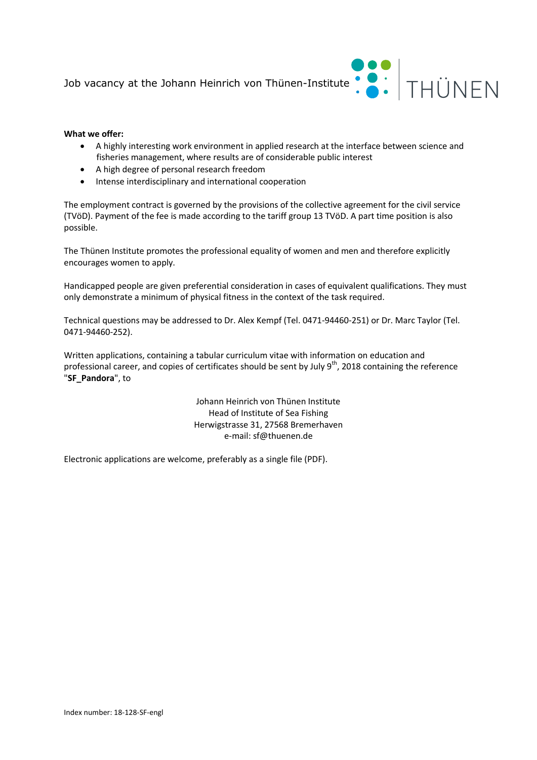**What we offer:**

- A highly interesting work environment in applied research at the interface between science and fisheries management, where results are of considerable public interest
- A high degree of personal research freedom
- Intense interdisciplinary and international cooperation

The employment contract is governed by the provisions of the collective agreement for the civil service (TVöD). Payment of the fee is made according to the tariff group 13 TVöD. A part time position is also possible.

The Thünen Institute promotes the professional equality of women and men and therefore explicitly encourages women to apply.

Handicapped people are given preferential consideration in cases of equivalent qualifications. They must only demonstrate a minimum of physical fitness in the context of the task required.

Technical questions may be addressed to Dr. Alex Kempf (Tel. 0471-94460-251) or Dr. Marc Taylor (Tel. 0471-94460-252).

Written applications, containing a tabular curriculum vitae with information on education and professional career, and copies of certificates should be sent by July 9th, 2018 containing the reference "**SF_Pandora**", to

Johann Heinrich von Thünen Institute
Head of Institute of Sea Fishing
Herwigstrasse 31, 27568 Bremerhaven
e-mail: sf@thuenen.de

Electronic applications are welcome, preferably as a single file (PDF).

Index number: 18-128-SF-engl